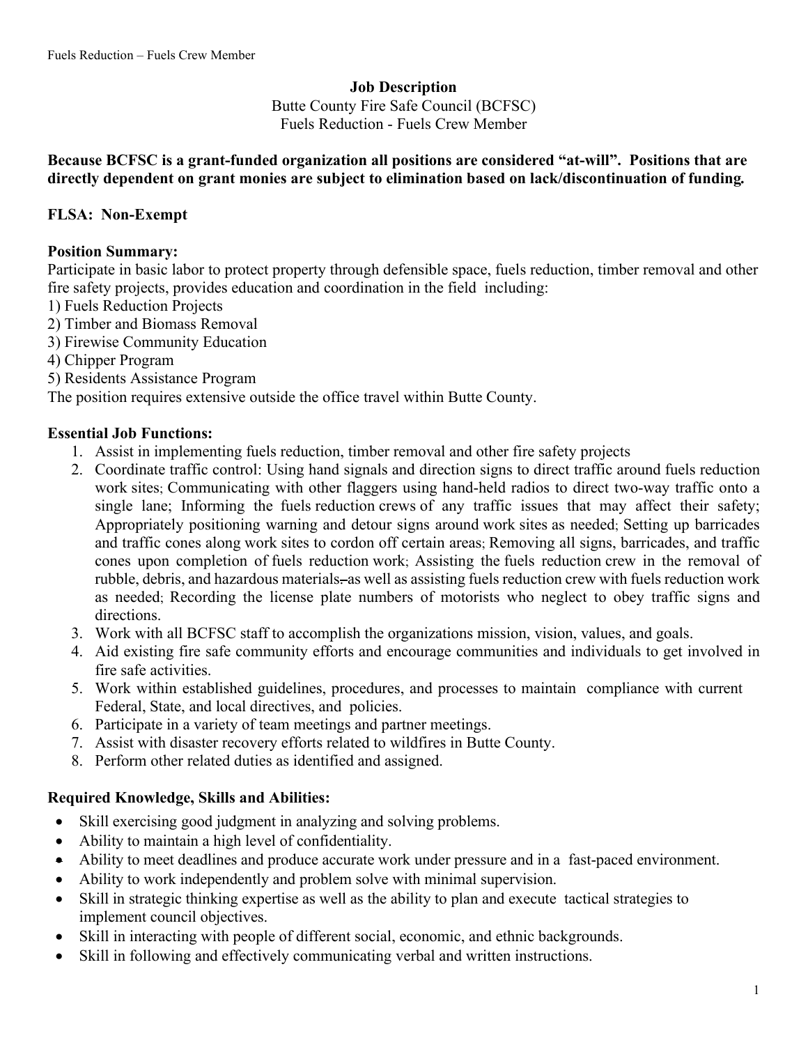**Job Description**
Butte County Fire Safe Council (BCFSC)
Fuels Reduction - Fuels Crew Member

**Because BCFSC is a grant-funded organization all positions are considered "at-will". Positions that are directly dependent on grant monies are subject to elimination based on lack/discontinuation of funding.**

**FLSA: Non-Exempt**

**Position Summary:**
Participate in basic labor to protect property through defensible space, fuels reduction, timber removal and other fire safety projects, provides education and coordination in the field including:
1) Fuels Reduction Projects
2) Timber and Biomass Removal
3) Firewise Community Education
4) Chipper Program
5) Residents Assistance Program
The position requires extensive outside the office travel within Butte County.

**Essential Job Functions:**
1. Assist in implementing fuels reduction, timber removal and other fire safety projects
2. Coordinate traffic control: Using hand signals and direction signs to direct traffic around fuels reduction work sites; Communicating with other flaggers using hand-held radios to direct two-way traffic onto a single lane; Informing the fuels reduction crews of any traffic issues that may affect their safety; Appropriately positioning warning and detour signs around work sites as needed; Setting up barricades and traffic cones along work sites to cordon off certain areas; Removing all signs, barricades, and traffic cones upon completion of fuels reduction work; Assisting the fuels reduction crew in the removal of rubble, debris, and hazardous materials as well as assisting fuels reduction crew with fuels reduction work as needed; Recording the license plate numbers of motorists who neglect to obey traffic signs and directions.
3. Work with all BCFSC staff to accomplish the organizations mission, vision, values, and goals.
4. Aid existing fire safe community efforts and encourage communities and individuals to get involved in fire safe activities.
5. Work within established guidelines, procedures, and processes to maintain compliance with current Federal, State, and local directives, and policies.
6. Participate in a variety of team meetings and partner meetings.
7. Assist with disaster recovery efforts related to wildfires in Butte County.
8. Perform other related duties as identified and assigned.

**Required Knowledge, Skills and Abilities:**
- Skill exercising good judgment in analyzing and solving problems.
- Ability to maintain a high level of confidentiality.
- Ability to meet deadlines and produce accurate work under pressure and in a fast-paced environment.
- Ability to work independently and problem solve with minimal supervision.
- Skill in strategic thinking expertise as well as the ability to plan and execute tactical strategies to implement council objectives.
- Skill in interacting with people of different social, economic, and ethnic backgrounds.
- Skill in following and effectively communicating verbal and written instructions.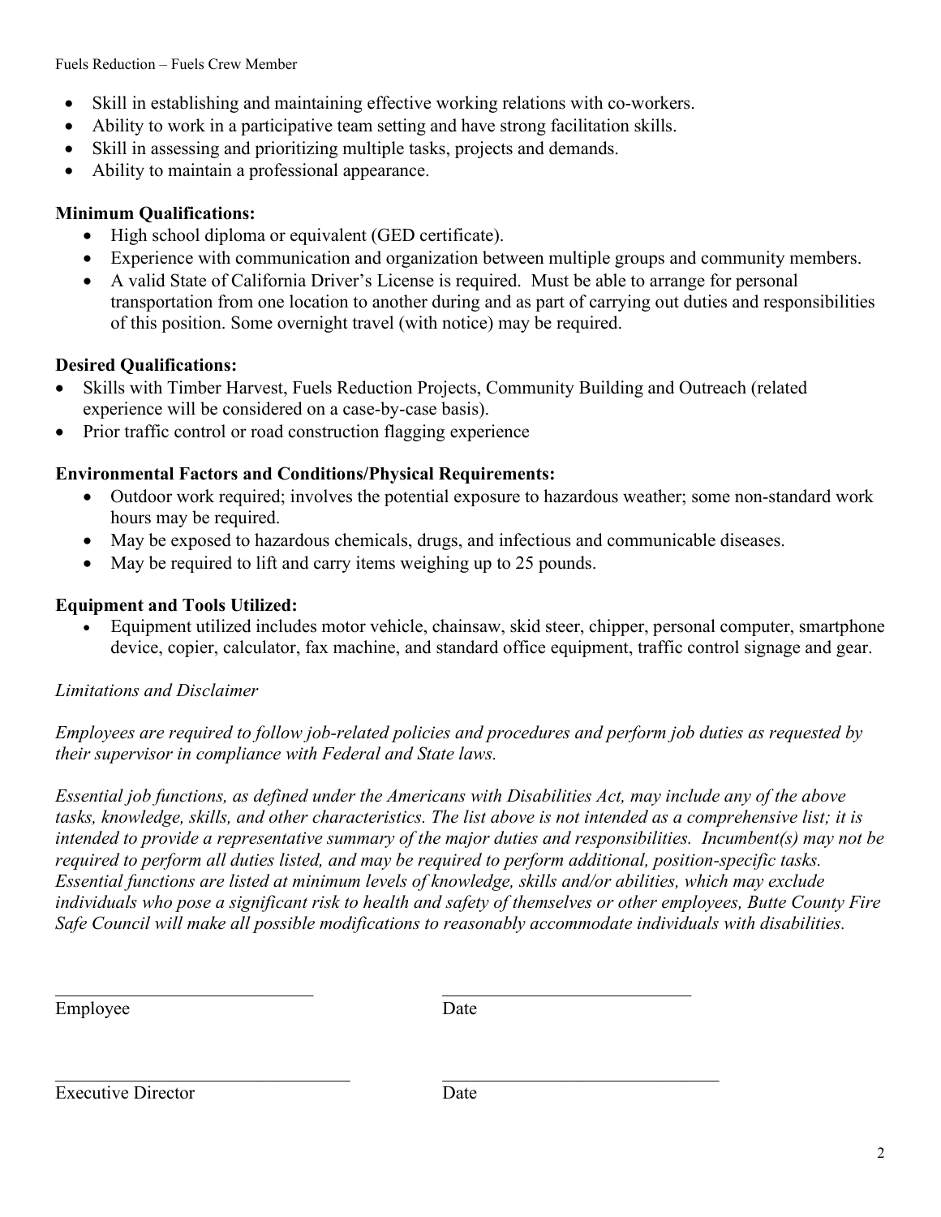- Skill in establishing and maintaining effective working relations with co-workers.
- Ability to work in a participative team setting and have strong facilitation skills.
- Skill in assessing and prioritizing multiple tasks, projects and demands.
- Ability to maintain a professional appearance.

**Minimum Qualifications:**

- High school diploma or equivalent (GED certificate).
- Experience with communication and organization between multiple groups and community members.
- A valid State of California Driver's License is required. Must be able to arrange for personal transportation from one location to another during and as part of carrying out duties and responsibilities of this position. Some overnight travel (with notice) may be required.

**Desired Qualifications:**

- Skills with Timber Harvest, Fuels Reduction Projects, Community Building and Outreach (related experience will be considered on a case-by-case basis).
- Prior traffic control or road construction flagging experience

**Environmental Factors and Conditions/Physical Requirements:**

- Outdoor work required; involves the potential exposure to hazardous weather; some non-standard work hours may be required.
- May be exposed to hazardous chemicals, drugs, and infectious and communicable diseases.
- May be required to lift and carry items weighing up to 25 pounds.

**Equipment and Tools Utilized:**

- Equipment utilized includes motor vehicle, chainsaw, skid steer, chipper, personal computer, smartphone device, copier, calculator, fax machine, and standard office equipment, traffic control signage and gear.

*Limitations and Disclaimer*

*Employees are required to follow job-related policies and procedures and perform job duties as requested by their supervisor in compliance with Federal and State laws.*

*Essential job functions, as defined under the Americans with Disabilities Act, may include any of the above tasks, knowledge, skills, and other characteristics. The list above is not intended as a comprehensive list; it is intended to provide a representative summary of the major duties and responsibilities. Incumbent(s) may not be required to perform all duties listed, and may be required to perform additional, position-specific tasks. Essential functions are listed at minimum levels of knowledge, skills and/or abilities, which may exclude individuals who pose a significant risk to health and safety of themselves or other employees, Butte County Fire Safe Council will make all possible modifications to reasonably accommodate individuals with disabilities.*

\_\_\_\_\_\_\_\_\_\_\_\_\_\_\_\_\_\_\_\_\_\_\_\_\_\_\_\_\_\_ \_\_\_\_\_\_\_\_\_\_\_\_\_\_\_\_\_\_\_\_\_\_\_\_\_\_\_\_\_\_

Employee Date

\_\_\_\_\_\_\_\_\_\_\_\_\_\_\_\_\_\_\_\_\_\_\_\_\_\_\_\_\_\_ \_\_\_\_\_\_\_\_\_\_\_\_\_\_\_\_\_\_\_\_\_\_\_\_\_\_\_\_\_\_

Executive Director Date